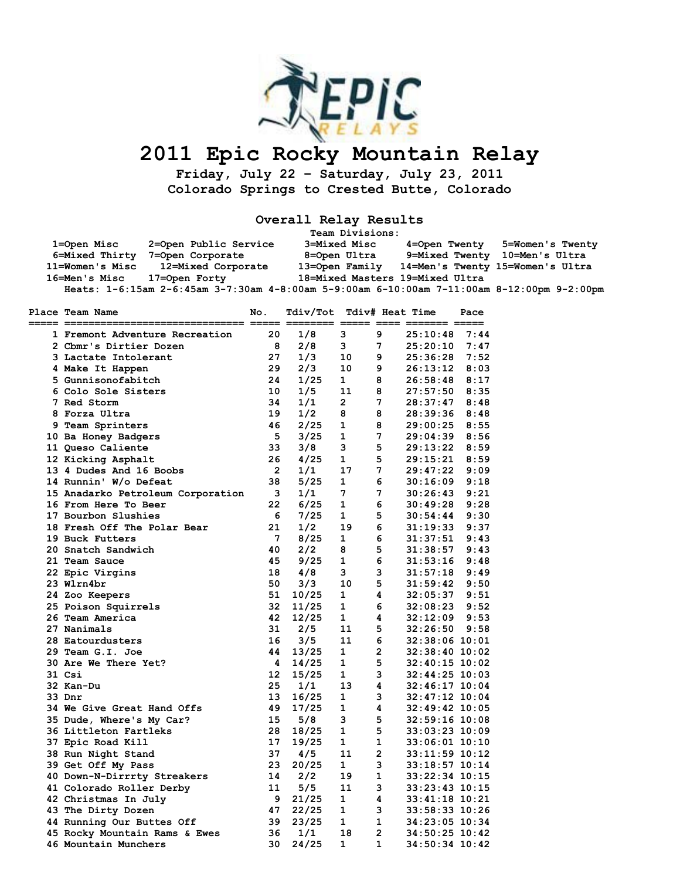# 2011 Epic Rocky Mountain Relay

**Friday, July 22 - Saturday, July 23, 2011**
**Colorado Springs to Crested Butte, Colorado**

## Overall Relay Results

**Team Divisions:**

1=Open Misc 2=Open Public Service 3=Mixed Misc 4=Open Twenty 5=Women's Twenty
6=Mixed Thirty 7=Open Corporate 8=Open Ultra 9=Mixed Twenty 10=Men's Ultra
11=Women's Misc 12=Mixed Corporate 13=Open Family 14=Men's Twenty 15=Women's Ultra
16=Men's Misc 17=Open Forty 18=Mixed Masters 19=Mixed Ultra

Heats: 1-6:15am 2-6:45am 3-7:30am 4-8:00am 5-9:00am 6-10:00am 7-11:00am 8-12:00pm 9-2:00pm

| Place | Team Name | No. | Tdiv/Tot | Tdiv# | Heat | Time | Pace |
|---|---|---|---|---|---|---|---|
| 1 | Fremont Adventure Recreation | 20 | 1/8 | 3 | 9 | 25:10:48 | 7:44 |
| 2 | Cbmr's Dirtier Dozen | 8 | 2/8 | 3 | 7 | 25:20:10 | 7:47 |
| 3 | Lactate Intolerant | 27 | 1/3 | 10 | 9 | 25:36:28 | 7:52 |
| 4 | Make It Happen | 29 | 2/3 | 10 | 9 | 26:13:12 | 8:03 |
| 5 | Gunnisonofabitch | 24 | 1/25 | 1 | 8 | 26:58:48 | 8:17 |
| 6 | Colo Sole Sisters | 10 | 1/5 | 11 | 8 | 27:57:50 | 8:35 |
| 7 | Red Storm | 34 | 1/1 | 2 | 7 | 28:37:47 | 8:48 |
| 8 | Forza Ultra | 19 | 1/2 | 8 | 8 | 28:39:36 | 8:48 |
| 9 | Team Sprinters | 46 | 2/25 | 1 | 8 | 29:00:25 | 8:55 |
| 10 | Ba Honey Badgers | 5 | 3/25 | 1 | 7 | 29:04:39 | 8:56 |
| 11 | Queso Caliente | 33 | 3/8 | 3 | 5 | 29:13:22 | 8:59 |
| 12 | Kicking Asphalt | 26 | 4/25 | 1 | 5 | 29:15:21 | 8:59 |
| 13 | 4 Dudes And 16 Boobs | 2 | 1/1 | 17 | 7 | 29:47:22 | 9:09 |
| 14 | Runnin' W/o Defeat | 38 | 5/25 | 1 | 6 | 30:16:09 | 9:18 |
| 15 | Anadarko Petroleum Corporation | 3 | 1/1 | 7 | 7 | 30:26:43 | 9:21 |
| 16 | From Here To Beer | 22 | 6/25 | 1 | 6 | 30:49:28 | 9:28 |
| 17 | Bourbon Slushies | 6 | 7/25 | 1 | 5 | 30:54:44 | 9:30 |
| 18 | Fresh Off The Polar Bear | 21 | 1/2 | 19 | 6 | 31:19:33 | 9:37 |
| 19 | Buck Futters | 7 | 8/25 | 1 | 6 | 31:37:51 | 9:43 |
| 20 | Snatch Sandwich | 40 | 2/2 | 8 | 5 | 31:38:57 | 9:43 |
| 21 | Team Sauce | 45 | 9/25 | 1 | 6 | 31:53:16 | 9:48 |
| 22 | Epic Virgins | 18 | 4/8 | 3 | 3 | 31:57:18 | 9:49 |
| 23 | Wlrn4br | 50 | 3/3 | 10 | 5 | 31:59:42 | 9:50 |
| 24 | Zoo Keepers | 51 | 10/25 | 1 | 4 | 32:05:37 | 9:51 |
| 25 | Poison Squirrels | 32 | 11/25 | 1 | 6 | 32:08:23 | 9:52 |
| 26 | Team America | 42 | 12/25 | 1 | 4 | 32:12:09 | 9:53 |
| 27 | Nanimals | 31 | 2/5 | 11 | 5 | 32:26:50 | 9:58 |
| 28 | Eatourdusters | 16 | 3/5 | 11 | 6 | 32:38:06 | 10:01 |
| 29 | Team G.I. Joe | 44 | 13/25 | 1 | 2 | 32:38:40 | 10:02 |
| 30 | Are We There Yet? | 4 | 14/25 | 1 | 5 | 32:40:15 | 10:02 |
| 31 | Csi | 12 | 15/25 | 1 | 3 | 32:44:25 | 10:03 |
| 32 | Kan-Du | 25 | 1/1 | 13 | 4 | 32:46:17 | 10:04 |
| 33 | Dnr | 13 | 16/25 | 1 | 3 | 32:47:12 | 10:04 |
| 34 | We Give Great Hand Offs | 49 | 17/25 | 1 | 4 | 32:49:42 | 10:05 |
| 35 | Dude, Where's My Car? | 15 | 5/8 | 3 | 5 | 32:59:16 | 10:08 |
| 36 | Littleton Fartleks | 28 | 18/25 | 1 | 5 | 33:03:23 | 10:09 |
| 37 | Epic Road Kill | 17 | 19/25 | 1 | 1 | 33:06:01 | 10:10 |
| 38 | Run Night Stand | 37 | 4/5 | 11 | 2 | 33:11:59 | 10:12 |
| 39 | Get Off My Pass | 23 | 20/25 | 1 | 3 | 33:18:57 | 10:14 |
| 40 | Down-N-Dirrrty Streakers | 14 | 2/2 | 19 | 1 | 33:22:34 | 10:15 |
| 41 | Colorado Roller Derby | 11 | 5/5 | 11 | 3 | 33:23:43 | 10:15 |
| 42 | Christmas In July | 9 | 21/25 | 1 | 4 | 33:41:18 | 10:21 |
| 43 | The Dirty Dozen | 47 | 22/25 | 1 | 3 | 33:58:33 | 10:26 |
| 44 | Running Our Buttes Off | 39 | 23/25 | 1 | 1 | 34:23:05 | 10:34 |
| 45 | Rocky Mountain Rams & Ewes | 36 | 1/1 | 18 | 2 | 34:50:25 | 10:42 |
| 46 | Mountain Munchers | 30 | 24/25 | 1 | 1 | 34:50:34 | 10:42 |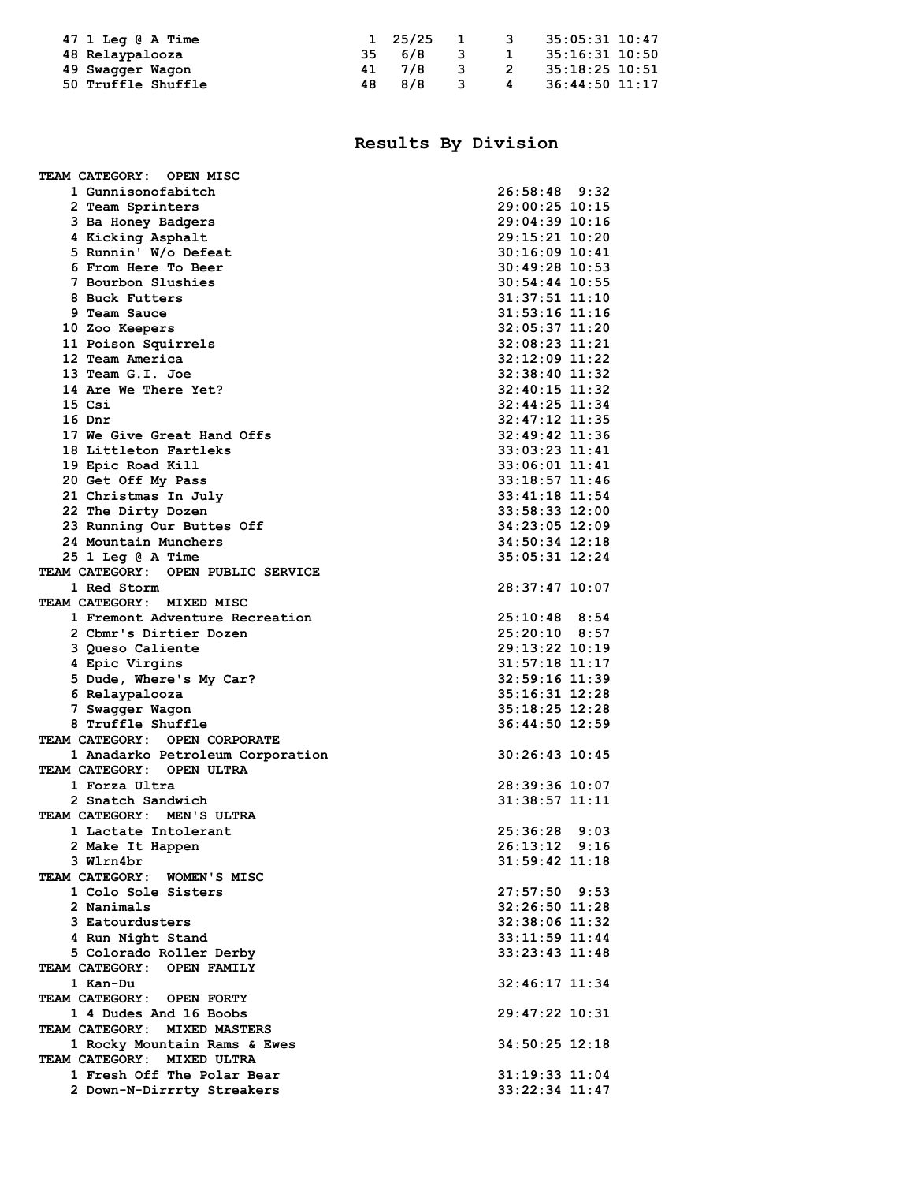| | | | | | | |
|---|---|---|---|---|---|---|
| 47 | 1 Leg @ A Time | 1 | 25/25 | 1 | 3 | 35:05:31 10:47 |
| 48 | Relaypalooza | 35 | 6/8 | 3 | 1 | 35:16:31 10:50 |
| 49 | Swagger Wagon | 41 | 7/8 | 3 | 2 | 35:18:25 10:51 |
| 50 | Truffle Shuffle | 48 | 8/8 | 3 | 4 | 36:44:50 11:17 |

## Results By Division

**TEAM CATEGORY: OPEN MISC**

| | | |
|---|---|---|
| 1 | Gunnisonofabitch | 26:58:48 9:32 |
| 2 | Team Sprinters | 29:00:25 10:15 |
| 3 | Ba Honey Badgers | 29:04:39 10:16 |
| 4 | Kicking Asphalt | 29:15:21 10:20 |
| 5 | Runnin' W/o Defeat | 30:16:09 10:41 |
| 6 | From Here To Beer | 30:49:28 10:53 |
| 7 | Bourbon Slushies | 30:54:44 10:55 |
| 8 | Buck Futters | 31:37:51 11:10 |
| 9 | Team Sauce | 31:53:16 11:16 |
| 10 | Zoo Keepers | 32:05:37 11:20 |
| 11 | Poison Squirrels | 32:08:23 11:21 |
| 12 | Team America | 32:12:09 11:22 |
| 13 | Team G.I. Joe | 32:38:40 11:32 |
| 14 | Are We There Yet? | 32:40:15 11:32 |
| 15 | Csi | 32:44:25 11:34 |
| 16 | Dnr | 32:47:12 11:35 |
| 17 | We Give Great Hand Offs | 32:49:42 11:36 |
| 18 | Littleton Fartleks | 33:03:23 11:41 |
| 19 | Epic Road Kill | 33:06:01 11:41 |
| 20 | Get Off My Pass | 33:18:57 11:46 |
| 21 | Christmas In July | 33:41:18 11:54 |
| 22 | The Dirty Dozen | 33:58:33 12:00 |
| 23 | Running Our Buttes Off | 34:23:05 12:09 |
| 24 | Mountain Munchers | 34:50:34 12:18 |
| 25 | 1 Leg @ A Time | 35:05:31 12:24 |

**TEAM CATEGORY: OPEN PUBLIC SERVICE**

| | | |
|---|---|---|
| 1 | Red Storm | 28:37:47 10:07 |

**TEAM CATEGORY: MIXED MISC**

| | | |
|---|---|---|
| 1 | Fremont Adventure Recreation | 25:10:48 8:54 |
| 2 | Cbmr's Dirtier Dozen | 25:20:10 8:57 |
| 3 | Queso Caliente | 29:13:22 10:19 |
| 4 | Epic Virgins | 31:57:18 11:17 |
| 5 | Dude, Where's My Car? | 32:59:16 11:39 |
| 6 | Relaypalooza | 35:16:31 12:28 |
| 7 | Swagger Wagon | 35:18:25 12:28 |
| 8 | Truffle Shuffle | 36:44:50 12:59 |

**TEAM CATEGORY: OPEN CORPORATE**

| | | |
|---|---|---|
| 1 | Anadarko Petroleum Corporation | 30:26:43 10:45 |

**TEAM CATEGORY: OPEN ULTRA**

| | | |
|---|---|---|
| 1 | Forza Ultra | 28:39:36 10:07 |
| 2 | Snatch Sandwich | 31:38:57 11:11 |

**TEAM CATEGORY: MEN'S ULTRA**

| | | |
|---|---|---|
| 1 | Lactate Intolerant | 25:36:28 9:03 |
| 2 | Make It Happen | 26:13:12 9:16 |
| 3 | Wlrn4br | 31:59:42 11:18 |

**TEAM CATEGORY: WOMEN'S MISC**

| | | |
|---|---|---|
| 1 | Colo Sole Sisters | 27:57:50 9:53 |
| 2 | Nanimals | 32:26:50 11:28 |
| 3 | Eatourdusters | 32:38:06 11:32 |
| 4 | Run Night Stand | 33:11:59 11:44 |
| 5 | Colorado Roller Derby | 33:23:43 11:48 |

**TEAM CATEGORY: OPEN FAMILY**

| | | |
|---|---|---|
| 1 | Kan-Du | 32:46:17 11:34 |

**TEAM CATEGORY: OPEN FORTY**

| | | |
|---|---|---|
| 1 | 4 Dudes And 16 Boobs | 29:47:22 10:31 |

**TEAM CATEGORY: MIXED MASTERS**

| | | |
|---|---|---|
| 1 | Rocky Mountain Rams & Ewes | 34:50:25 12:18 |

**TEAM CATEGORY: MIXED ULTRA**

| | | |
|---|---|---|
| 1 | Fresh Off The Polar Bear | 31:19:33 11:04 |
| 2 | Down-N-Dirrrty Streakers | 33:22:34 11:47 |